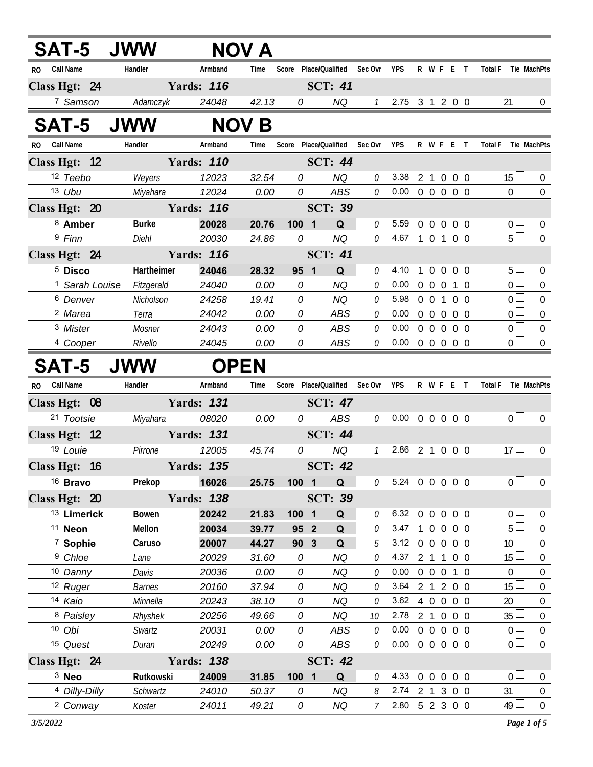## SAT-5 JWW NOV A

| RO | Call Name | Handler | Armband | Time | Score | Place/Qualified | Sec Ovr | YPS | R | W | F | E | T | Total F | Tie | MachPts |
|---|---|---|---|---|---|---|---|---|---|---|---|---|---|---|---|---|
| **Class Hgt: 24** | | **Yards: 116** | | | | **SCT: 41** | | | | | | | | | | |
| 7 | *Samson* | *Adamczyk* | *24048* | *42.13* | *0* | *NQ* | *1* | 2.75 | 3 | 1 | 2 | 0 | 0 | 21 | ☐ | 0 |

## SAT-5 JWW NOV B

| RO | Call Name | Handler | Armband | Time | Score | Place/Qualified | Sec Ovr | YPS | R | W | F | E | T | Total F | Tie | MachPts |
|---|---|---|---|---|---|---|---|---|---|---|---|---|---|---|---|---|
| **Class Hgt: 12** | | **Yards: 110** | | | | **SCT: 44** | | | | | | | | | | |
| 12 | *Teebo* | *Weyers* | *12023* | *32.54* | *0* | *NQ* | *0* | 3.38 | 2 | 1 | 0 | 0 | 0 | 15 | ☐ | 0 |
| 13 | *Ubu* | *Miyahara* | *12024* | *0.00* | *0* | *ABS* | *0* | 0.00 | 0 | 0 | 0 | 0 | 0 | 0 | ☐ | 0 |
| **Class Hgt: 20** | | **Yards: 116** | | | | **SCT: 39** | | | | | | | | | | |
| 8 | **Amber** | **Burke** | **20028** | **20.76** | **100** | **1 Q** | *0* | 5.59 | 0 | 0 | 0 | 0 | 0 | 0 | ☐ | 0 |
| 9 | *Finn* | *Diehl* | *20030* | *24.86* | *0* | *NQ* | *0* | 4.67 | 1 | 0 | 1 | 0 | 0 | 5 | ☐ | 0 |
| **Class Hgt: 24** | | **Yards: 116** | | | | **SCT: 41** | | | | | | | | | | |
| 5 | **Disco** | **Hartheimer** | **24046** | **28.32** | **95** | **1 Q** | *0* | 4.10 | 1 | 0 | 0 | 0 | 0 | 5 | ☐ | 0 |
| 1 | *Sarah Louise* | *Fitzgerald* | *24040* | *0.00* | *0* | *NQ* | *0* | 0.00 | 0 | 0 | 0 | 1 | 0 | 0 | ☐ | 0 |
| 6 | *Denver* | *Nicholson* | *24258* | *19.41* | *0* | *NQ* | *0* | 5.98 | 0 | 0 | 1 | 0 | 0 | 0 | ☐ | 0 |
| 2 | *Marea* | *Terra* | *24042* | *0.00* | *0* | *ABS* | *0* | 0.00 | 0 | 0 | 0 | 0 | 0 | 0 | ☐ | 0 |
| 3 | *Mister* | *Mosner* | *24043* | *0.00* | *0* | *ABS* | *0* | 0.00 | 0 | 0 | 0 | 0 | 0 | 0 | ☐ | 0 |
| 4 | *Cooper* | *Rivello* | *24045* | *0.00* | *0* | *ABS* | *0* | 0.00 | 0 | 0 | 0 | 0 | 0 | 0 | ☐ | 0 |

## SAT-5 JWW OPEN

| RO | Call Name | Handler | Armband | Time | Score | Place/Qualified | Sec Ovr | YPS | R | W | F | E | T | Total F | Tie | MachPts |
|---|---|---|---|---|---|---|---|---|---|---|---|---|---|---|---|---|
| **Class Hgt: 08** | | **Yards: 131** | | | | **SCT: 47** | | | | | | | | | | |
| 21 | *Tootsie* | *Miyahara* | *08020* | *0.00* | *0* | *ABS* | *0* | 0.00 | 0 | 0 | 0 | 0 | 0 | 0 | ☐ | 0 |
| **Class Hgt: 12** | | **Yards: 131** | | | | **SCT: 44** | | | | | | | | | | |
| 19 | *Louie* | *Pirrone* | *12005* | *45.74* | *0* | *NQ* | *1* | 2.86 | 2 | 1 | 0 | 0 | 0 | 17 | ☐ | 0 |
| **Class Hgt: 16** | | **Yards: 135** | | | | **SCT: 42** | | | | | | | | | | |
| 16 | **Bravo** | **Prekop** | **16026** | **25.75** | **100** | **1 Q** | *0* | 5.24 | 0 | 0 | 0 | 0 | 0 | 0 | ☐ | 0 |
| **Class Hgt: 20** | | **Yards: 138** | | | | **SCT: 39** | | | | | | | | | | |
| 13 | **Limerick** | **Bowen** | **20242** | **21.83** | **100** | **1 Q** | *0* | 6.32 | 0 | 0 | 0 | 0 | 0 | 0 | ☐ | 0 |
| 11 | **Neon** | **Mellon** | **20034** | **39.77** | **95** | **2 Q** | *0* | 3.47 | 1 | 0 | 0 | 0 | 0 | 5 | ☐ | 0 |
| 7 | **Sophie** | **Caruso** | **20007** | **44.27** | **90** | **3 Q** | *5* | 3.12 | 0 | 0 | 0 | 0 | 0 | 10 | ☐ | 0 |
| 9 | *Chloe* | *Lane* | *20029* | *31.60* | *0* | *NQ* | *0* | 4.37 | 2 | 1 | 1 | 0 | 0 | 15 | ☐ | 0 |
| 10 | *Danny* | *Davis* | *20036* | *0.00* | *0* | *NQ* | *0* | 0.00 | 0 | 0 | 0 | 1 | 0 | 0 | ☐ | 0 |
| 12 | *Ruger* | *Barnes* | *20160* | *37.94* | *0* | *NQ* | *0* | 3.64 | 2 | 1 | 2 | 0 | 0 | 15 | ☐ | 0 |
| 14 | *Kaio* | *Minnella* | *20243* | *38.10* | *0* | *NQ* | *0* | 3.62 | 4 | 0 | 0 | 0 | 0 | 20 | ☐ | 0 |
| 8 | *Paisley* | *Rhyshek* | *20256* | *49.66* | *0* | *NQ* | *10* | 2.78 | 2 | 1 | 0 | 0 | 0 | 35 | ☐ | 0 |
| 10 | *Obi* | *Swartz* | *20031* | *0.00* | *0* | *ABS* | *0* | 0.00 | 0 | 0 | 0 | 0 | 0 | 0 | ☐ | 0 |
| 15 | *Quest* | *Duran* | *20249* | *0.00* | *0* | *ABS* | *0* | 0.00 | 0 | 0 | 0 | 0 | 0 | 0 | ☐ | 0 |
| **Class Hgt: 24** | | **Yards: 138** | | | | **SCT: 42** | | | | | | | | | | |
| 3 | **Neo** | **Rutkowski** | **24009** | **31.85** | **100** | **1 Q** | *0* | 4.33 | 0 | 0 | 0 | 0 | 0 | 0 | ☐ | 0 |
| 4 | *Dilly-Dilly* | *Schwartz* | *24010* | *50.37* | *0* | *NQ* | *8* | 2.74 | 2 | 1 | 3 | 0 | 0 | 31 | ☐ | 0 |
| 2 | *Conway* | *Koster* | *24011* | *49.21* | *0* | *NQ* | *7* | 2.80 | 5 | 2 | 3 | 0 | 0 | 49 | ☐ | 0 |

*3/5/2022*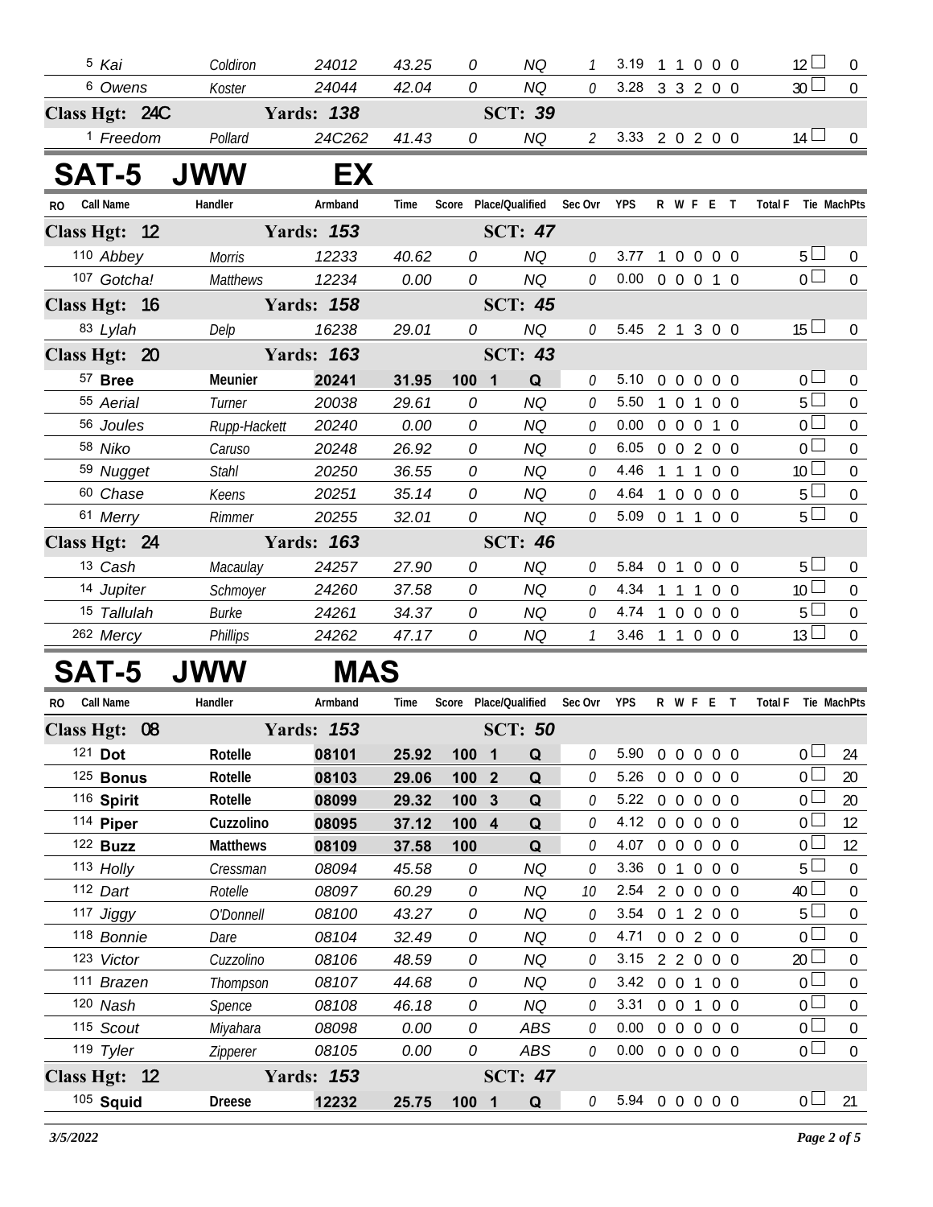| RO | Call Name | Handler | Armband | Time | Score | Place/Qualified | | Sec Ovr | YPS | R | W | F | E | T | Total F | Tie | MachPts |
|---|---|---|---|---|---|---|---|---|---|---|---|---|---|---|---|---|---|
| 5 | Kai | Coldiron | 24012 | 43.25 | 0 | | NQ | 1 | 3.19 | 1 | 1 | 0 | 0 | 0 | 12 | | 0 |
| 6 | Owens | Koster | 24044 | 42.04 | 0 | | NQ | 0 | 3.28 | 3 | 3 | 2 | 0 | 0 | 30 | | 0 |
| **Class Hgt: 24C** | | **Yards: 138** | | | | **SCT: 39** | | | | | | | | | | | |
| 1 | Freedom | Pollard | 24C262 | 41.43 | 0 | | NQ | 2 | 3.33 | 2 | 0 | 2 | 0 | 0 | 14 | | 0 |

# SAT-5 JWW EX

| RO | Call Name | Handler | Armband | Time | Score | Place/Qualified | | Sec Ovr | YPS | R | W | F | E | T | Total F | Tie | MachPts |
|---|---|---|---|---|---|---|---|---|---|---|---|---|---|---|---|---|---|
| **Class Hgt: 12** | | **Yards: 153** | | | | **SCT: 47** | | | | | | | | | | | |
| 110 | Abbey | Morris | 12233 | 40.62 | 0 | | NQ | 0 | 3.77 | 1 | 0 | 0 | 0 | 0 | 5 | | 0 |
| 107 | Gotcha! | Matthews | 12234 | 0.00 | 0 | | NQ | 0 | 0.00 | 0 | 0 | 0 | 1 | 0 | 0 | | 0 |
| **Class Hgt: 16** | | **Yards: 158** | | | | **SCT: 45** | | | | | | | | | | | |
| 83 | Lylah | Delp | 16238 | 29.01 | 0 | | NQ | 0 | 5.45 | 2 | 1 | 3 | 0 | 0 | 15 | | 0 |
| **Class Hgt: 20** | | **Yards: 163** | | | | **SCT: 43** | | | | | | | | | | | |
| 57 | **Bree** | **Meunier** | **20241** | **31.95** | **100** | **1** | **Q** | 0 | 5.10 | 0 | 0 | 0 | 0 | 0 | 0 | | 0 |
| 55 | Aerial | Turner | 20038 | 29.61 | 0 | | NQ | 0 | 5.50 | 1 | 0 | 1 | 0 | 0 | 5 | | 0 |
| 56 | Joules | Rupp-Hackett | 20240 | 0.00 | 0 | | NQ | 0 | 0.00 | 0 | 0 | 0 | 1 | 0 | 0 | | 0 |
| 58 | Niko | Caruso | 20248 | 26.92 | 0 | | NQ | 0 | 6.05 | 0 | 0 | 2 | 0 | 0 | 0 | | 0 |
| 59 | Nugget | Stahl | 20250 | 36.55 | 0 | | NQ | 0 | 4.46 | 1 | 1 | 1 | 0 | 0 | 10 | | 0 |
| 60 | Chase | Keens | 20251 | 35.14 | 0 | | NQ | 0 | 4.64 | 1 | 0 | 0 | 0 | 0 | 5 | | 0 |
| 61 | Merry | Rimmer | 20255 | 32.01 | 0 | | NQ | 0 | 5.09 | 0 | 1 | 1 | 0 | 0 | 5 | | 0 |
| **Class Hgt: 24** | | **Yards: 163** | | | | **SCT: 46** | | | | | | | | | | | |
| 13 | Cash | Macaulay | 24257 | 27.90 | 0 | | NQ | 0 | 5.84 | 0 | 1 | 0 | 0 | 0 | 5 | | 0 |
| 14 | Jupiter | Schmoyer | 24260 | 37.58 | 0 | | NQ | 0 | 4.34 | 1 | 1 | 1 | 0 | 0 | 10 | | 0 |
| 15 | Tallulah | Burke | 24261 | 34.37 | 0 | | NQ | 0 | 4.74 | 1 | 0 | 0 | 0 | 0 | 5 | | 0 |
| 262 | Mercy | Phillips | 24262 | 47.17 | 0 | | NQ | 1 | 3.46 | 1 | 1 | 0 | 0 | 0 | 13 | | 0 |

# SAT-5 JWW MAS

| RO | Call Name | Handler | Armband | Time | Score | Place/Qualified | | Sec Ovr | YPS | R | W | F | E | T | Total F | Tie | MachPts |
|---|---|---|---|---|---|---|---|---|---|---|---|---|---|---|---|---|---|
| **Class Hgt: 08** | | **Yards: 153** | | | | **SCT: 50** | | | | | | | | | | | |
| 121 | **Dot** | **Rotelle** | **08101** | **25.92** | **100** | **1** | **Q** | 0 | 5.90 | 0 | 0 | 0 | 0 | 0 | 0 | | 24 |
| 125 | **Bonus** | **Rotelle** | **08103** | **29.06** | **100** | **2** | **Q** | 0 | 5.26 | 0 | 0 | 0 | 0 | 0 | 0 | | 20 |
| 116 | **Spirit** | **Rotelle** | **08099** | **29.32** | **100** | **3** | **Q** | 0 | 5.22 | 0 | 0 | 0 | 0 | 0 | 0 | | 20 |
| 114 | **Piper** | **Cuzzolino** | **08095** | **37.12** | **100** | **4** | **Q** | 0 | 4.12 | 0 | 0 | 0 | 0 | 0 | 0 | | 12 |
| 122 | **Buzz** | **Matthews** | **08109** | **37.58** | **100** | | **Q** | 0 | 4.07 | 0 | 0 | 0 | 0 | 0 | 0 | | 12 |
| 113 | Holly | Cressman | 08094 | 45.58 | 0 | | NQ | 0 | 3.36 | 0 | 1 | 0 | 0 | 0 | 5 | | 0 |
| 112 | Dart | Rotelle | 08097 | 60.29 | 0 | | NQ | 10 | 2.54 | 2 | 0 | 0 | 0 | 0 | 40 | | 0 |
| 117 | Jiggy | O'Donnell | 08100 | 43.27 | 0 | | NQ | 0 | 3.54 | 0 | 1 | 2 | 0 | 0 | 5 | | 0 |
| 118 | Bonnie | Dare | 08104 | 32.49 | 0 | | NQ | 0 | 4.71 | 0 | 0 | 2 | 0 | 0 | 0 | | 0 |
| 123 | Victor | Cuzzolino | 08106 | 48.59 | 0 | | NQ | 0 | 3.15 | 2 | 2 | 0 | 0 | 0 | 20 | | 0 |
| 111 | Brazen | Thompson | 08107 | 44.68 | 0 | | NQ | 0 | 3.42 | 0 | 0 | 1 | 0 | 0 | 0 | | 0 |
| 120 | Nash | Spence | 08108 | 46.18 | 0 | | NQ | 0 | 3.31 | 0 | 0 | 1 | 0 | 0 | 0 | | 0 |
| 115 | Scout | Miyahara | 08098 | 0.00 | 0 | | ABS | 0 | 0.00 | 0 | 0 | 0 | 0 | 0 | 0 | | 0 |
| 119 | Tyler | Zipperer | 08105 | 0.00 | 0 | | ABS | 0 | 0.00 | 0 | 0 | 0 | 0 | 0 | 0 | | 0 |
| **Class Hgt: 12** | | **Yards: 153** | | | | **SCT: 47** | | | | | | | | | | | |
| 105 | **Squid** | **Dreese** | **12232** | **25.75** | **100** | **1** | **Q** | 0 | 5.94 | 0 | 0 | 0 | 0 | 0 | 0 | | 21 |

*3/5/2022*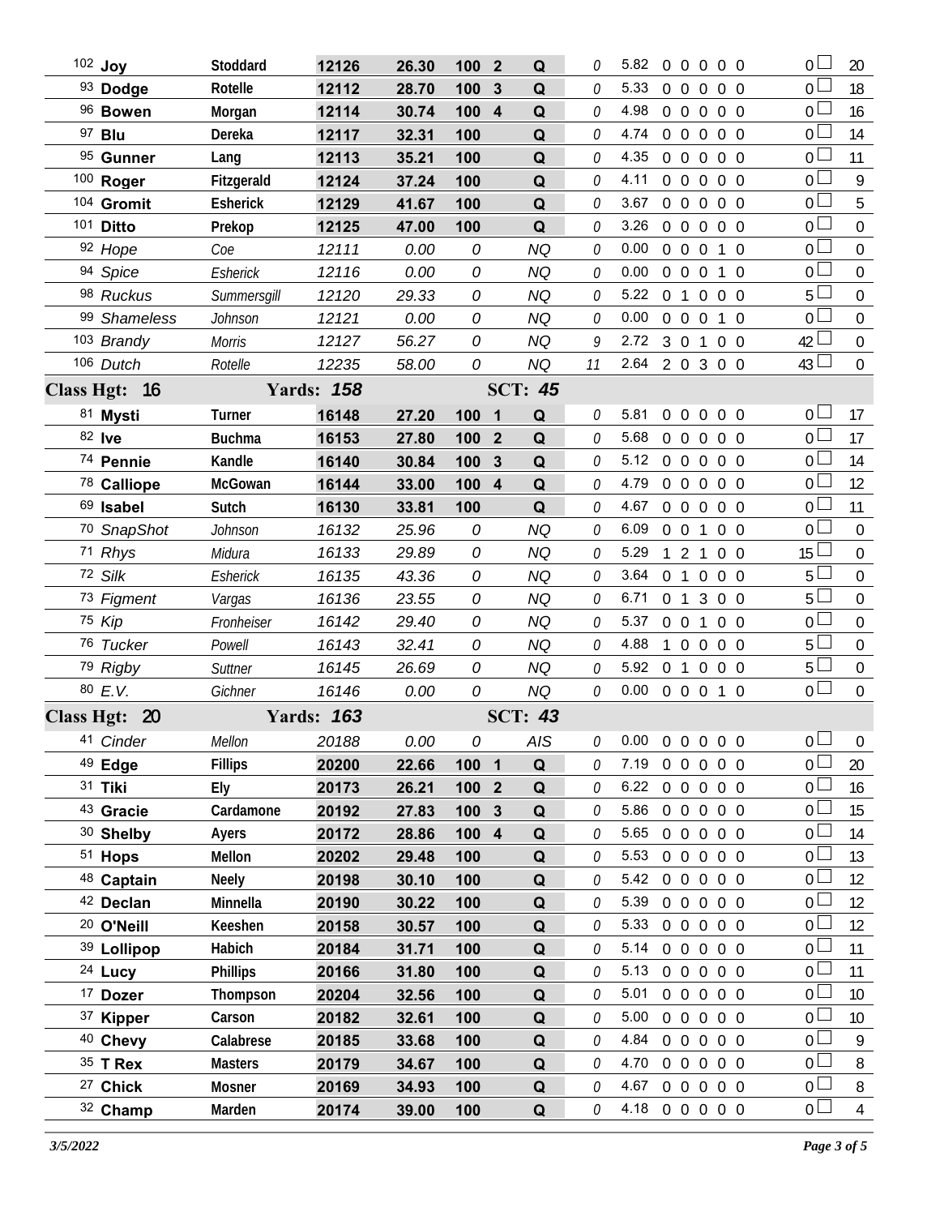| | Name | Handler | Reg | Time | Score | Place | Result | Time Faults | YPS | Faults | | | | | Total Faults | | Points |
|---|---|---|---|---|---|---|---|---|---|---|---|---|---|---|---|---|---|
| 102 | **Joy** | **Stoddard** | **12126** | **26.30** | **100** | **2** | **Q** | 0 | 5.82 | 0 | 0 | 0 | 0 | 0 | 0 | ☐ | 20 |
| 93 | **Dodge** | **Rotelle** | **12112** | **28.70** | **100** | **3** | **Q** | 0 | 5.33 | 0 | 0 | 0 | 0 | 0 | 0 | ☐ | 18 |
| 96 | **Bowen** | **Morgan** | **12114** | **30.74** | **100** | **4** | **Q** | 0 | 4.98 | 0 | 0 | 0 | 0 | 0 | 0 | ☐ | 16 |
| 97 | **Blu** | **Dereka** | **12117** | **32.31** | **100** | | **Q** | 0 | 4.74 | 0 | 0 | 0 | 0 | 0 | 0 | ☐ | 14 |
| 95 | **Gunner** | **Lang** | **12113** | **35.21** | **100** | | **Q** | 0 | 4.35 | 0 | 0 | 0 | 0 | 0 | 0 | ☐ | 11 |
| 100 | **Roger** | **Fitzgerald** | **12124** | **37.24** | **100** | | **Q** | 0 | 4.11 | 0 | 0 | 0 | 0 | 0 | 0 | ☐ | 9 |
| 104 | **Gromit** | **Esherick** | **12129** | **41.67** | **100** | | **Q** | 0 | 3.67 | 0 | 0 | 0 | 0 | 0 | 0 | ☐ | 5 |
| 101 | **Ditto** | **Prekop** | **12125** | **47.00** | **100** | | **Q** | 0 | 3.26 | 0 | 0 | 0 | 0 | 0 | 0 | ☐ | 0 |
| 92 | *Hope* | *Coe* | *12111* | *0.00* | *0* | | *NQ* | 0 | 0.00 | 0 | 0 | 0 | 1 | 0 | 0 | ☐ | 0 |
| 94 | *Spice* | *Esherick* | *12116* | *0.00* | *0* | | *NQ* | 0 | 0.00 | 0 | 0 | 0 | 1 | 0 | 0 | ☐ | 0 |
| 98 | *Ruckus* | *Summersgill* | *12120* | *29.33* | *0* | | *NQ* | 0 | 5.22 | 0 | 1 | 0 | 0 | 0 | 5 | ☐ | 0 |
| 99 | *Shameless* | *Johnson* | *12121* | *0.00* | *0* | | *NQ* | 0 | 0.00 | 0 | 0 | 0 | 1 | 0 | 0 | ☐ | 0 |
| 103 | *Brandy* | *Morris* | *12127* | *56.27* | *0* | | *NQ* | 9 | 2.72 | 3 | 0 | 1 | 0 | 0 | 42 | ☐ | 0 |
| 106 | *Dutch* | *Rotelle* | *12235* | *58.00* | *0* | | *NQ* | 11 | 2.64 | 2 | 0 | 3 | 0 | 0 | 43 | ☐ | 0 |
| **Class Hgt: 16** | | **Yards: 158** | | | | **SCT: 45** | | | | | | | | | | | |
| 81 | **Mysti** | **Turner** | **16148** | **27.20** | **100** | **1** | **Q** | 0 | 5.81 | 0 | 0 | 0 | 0 | 0 | 0 | ☐ | 17 |
| 82 | **Ive** | **Buchma** | **16153** | **27.80** | **100** | **2** | **Q** | 0 | 5.68 | 0 | 0 | 0 | 0 | 0 | 0 | ☐ | 17 |
| 74 | **Pennie** | **Kandle** | **16140** | **30.84** | **100** | **3** | **Q** | 0 | 5.12 | 0 | 0 | 0 | 0 | 0 | 0 | ☐ | 14 |
| 78 | **Calliope** | **McGowan** | **16144** | **33.00** | **100** | **4** | **Q** | 0 | 4.79 | 0 | 0 | 0 | 0 | 0 | 0 | ☐ | 12 |
| 69 | **Isabel** | **Sutch** | **16130** | **33.81** | **100** | | **Q** | 0 | 4.67 | 0 | 0 | 0 | 0 | 0 | 0 | ☐ | 11 |
| 70 | *SnapShot* | *Johnson* | *16132* | *25.96* | *0* | | *NQ* | 0 | 6.09 | 0 | 0 | 1 | 0 | 0 | 0 | ☐ | 0 |
| 71 | *Rhys* | *Midura* | *16133* | *29.89* | *0* | | *NQ* | 0 | 5.29 | 1 | 2 | 1 | 0 | 0 | 15 | ☐ | 0 |
| 72 | *Silk* | *Esherick* | *16135* | *43.36* | *0* | | *NQ* | 0 | 3.64 | 0 | 1 | 0 | 0 | 0 | 5 | ☐ | 0 |
| 73 | *Figment* | *Vargas* | *16136* | *23.55* | *0* | | *NQ* | 0 | 6.71 | 0 | 1 | 3 | 0 | 0 | 5 | ☐ | 0 |
| 75 | *Kip* | *Fronheiser* | *16142* | *29.40* | *0* | | *NQ* | 0 | 5.37 | 0 | 0 | 1 | 0 | 0 | 0 | ☐ | 0 |
| 76 | *Tucker* | *Powell* | *16143* | *32.41* | *0* | | *NQ* | 0 | 4.88 | 1 | 0 | 0 | 0 | 0 | 5 | ☐ | 0 |
| 79 | *Rigby* | *Suttner* | *16145* | *26.69* | *0* | | *NQ* | 0 | 5.92 | 0 | 1 | 0 | 0 | 0 | 5 | ☐ | 0 |
| 80 | *E.V.* | *Gichner* | *16146* | *0.00* | *0* | | *NQ* | 0 | 0.00 | 0 | 0 | 0 | 1 | 0 | 0 | ☐ | 0 |
| **Class Hgt: 20** | | **Yards: 163** | | | | **SCT: 43** | | | | | | | | | | | |
| 41 | *Cinder* | *Mellon* | *20188* | *0.00* | *0* | | *AIS* | 0 | 0.00 | 0 | 0 | 0 | 0 | 0 | 0 | ☐ | 0 |
| 49 | **Edge** | **Fillips** | **20200** | **22.66** | **100** | **1** | **Q** | 0 | 7.19 | 0 | 0 | 0 | 0 | 0 | 0 | ☐ | 20 |
| 31 | **Tiki** | **Ely** | **20173** | **26.21** | **100** | **2** | **Q** | 0 | 6.22 | 0 | 0 | 0 | 0 | 0 | 0 | ☐ | 16 |
| 43 | **Gracie** | **Cardamone** | **20192** | **27.83** | **100** | **3** | **Q** | 0 | 5.86 | 0 | 0 | 0 | 0 | 0 | 0 | ☐ | 15 |
| 30 | **Shelby** | **Ayers** | **20172** | **28.86** | **100** | **4** | **Q** | 0 | 5.65 | 0 | 0 | 0 | 0 | 0 | 0 | ☐ | 14 |
| 51 | **Hops** | **Mellon** | **20202** | **29.48** | **100** | | **Q** | 0 | 5.53 | 0 | 0 | 0 | 0 | 0 | 0 | ☐ | 13 |
| 48 | **Captain** | **Neely** | **20198** | **30.10** | **100** | | **Q** | 0 | 5.42 | 0 | 0 | 0 | 0 | 0 | 0 | ☐ | 12 |
| 42 | **Declan** | **Minnella** | **20190** | **30.22** | **100** | | **Q** | 0 | 5.39 | 0 | 0 | 0 | 0 | 0 | 0 | ☐ | 12 |
| 20 | **O'Neill** | **Keeshen** | **20158** | **30.57** | **100** | | **Q** | 0 | 5.33 | 0 | 0 | 0 | 0 | 0 | 0 | ☐ | 12 |
| 39 | **Lollipop** | **Habich** | **20184** | **31.71** | **100** | | **Q** | 0 | 5.14 | 0 | 0 | 0 | 0 | 0 | 0 | ☐ | 11 |
| 24 | **Lucy** | **Phillips** | **20166** | **31.80** | **100** | | **Q** | 0 | 5.13 | 0 | 0 | 0 | 0 | 0 | 0 | ☐ | 11 |
| 17 | **Dozer** | **Thompson** | **20204** | **32.56** | **100** | | **Q** | 0 | 5.01 | 0 | 0 | 0 | 0 | 0 | 0 | ☐ | 10 |
| 37 | **Kipper** | **Carson** | **20182** | **32.61** | **100** | | **Q** | 0 | 5.00 | 0 | 0 | 0 | 0 | 0 | 0 | ☐ | 10 |
| 40 | **Chevy** | **Calabrese** | **20185** | **33.68** | **100** | | **Q** | 0 | 4.84 | 0 | 0 | 0 | 0 | 0 | 0 | ☐ | 9 |
| 35 | **T Rex** | **Masters** | **20179** | **34.67** | **100** | | **Q** | 0 | 4.70 | 0 | 0 | 0 | 0 | 0 | 0 | ☐ | 8 |
| 27 | **Chick** | **Mosner** | **20169** | **34.93** | **100** | | **Q** | 0 | 4.67 | 0 | 0 | 0 | 0 | 0 | 0 | ☐ | 8 |
| 32 | **Champ** | **Marden** | **20174** | **39.00** | **100** | | **Q** | 0 | 4.18 | 0 | 0 | 0 | 0 | 0 | 0 | ☐ | 4 |

*3/5/2022*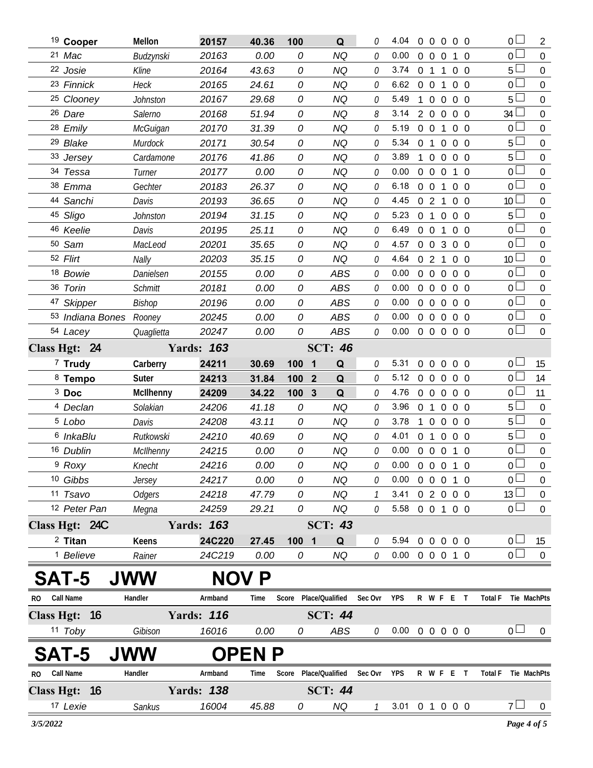| RO | Call Name | Handler | Armband | Time | Score | Place/Qualified | Sec Ovr | YPS | R W F E T | Total F | Tie MachPts |
|---|---|---|---|---|---|---|---|---|---|---|---|
| 19 | **Cooper** | **Mellon** | **20157** | **40.36** | **100** | **Q** | 0 | 4.04 | 0 0 0 0 0 | 0 | 2 |
| 21 | *Mac* | *Budzynski* | *20163* | *0.00* | *0* | *NQ* | 0 | 0.00 | 0 0 0 1 0 | 0 | 0 |
| 22 | *Josie* | *Kline* | *20164* | *43.63* | *0* | *NQ* | 0 | 3.74 | 0 1 1 0 0 | 5 | 0 |
| 23 | *Finnick* | *Heck* | *20165* | *24.61* | *0* | *NQ* | 0 | 6.62 | 0 0 1 0 0 | 0 | 0 |
| 25 | *Clooney* | *Johnston* | *20167* | *29.68* | *0* | *NQ* | 0 | 5.49 | 1 0 0 0 0 | 5 | 0 |
| 26 | *Dare* | *Salerno* | *20168* | *51.94* | *0* | *NQ* | 8 | 3.14 | 2 0 0 0 0 | 34 | 0 |
| 28 | *Emily* | *McGuigan* | *20170* | *31.39* | *0* | *NQ* | 0 | 5.19 | 0 0 1 0 0 | 0 | 0 |
| 29 | *Blake* | *Murdock* | *20171* | *30.54* | *0* | *NQ* | 0 | 5.34 | 0 1 0 0 0 | 5 | 0 |
| 33 | *Jersey* | *Cardamone* | *20176* | *41.86* | *0* | *NQ* | 0 | 3.89 | 1 0 0 0 0 | 5 | 0 |
| 34 | *Tessa* | *Turner* | *20177* | *0.00* | *0* | *NQ* | 0 | 0.00 | 0 0 0 1 0 | 0 | 0 |
| 38 | *Emma* | *Gechter* | *20183* | *26.37* | *0* | *NQ* | 0 | 6.18 | 0 0 1 0 0 | 0 | 0 |
| 44 | *Sanchi* | *Davis* | *20193* | *36.65* | *0* | *NQ* | 0 | 4.45 | 0 2 1 0 0 | 10 | 0 |
| 45 | *Sligo* | *Johnston* | *20194* | *31.15* | *0* | *NQ* | 0 | 5.23 | 0 1 0 0 0 | 5 | 0 |
| 46 | *Keelie* | *Davis* | *20195* | *25.11* | *0* | *NQ* | 0 | 6.49 | 0 0 1 0 0 | 0 | 0 |
| 50 | *Sam* | *MacLeod* | *20201* | *35.65* | *0* | *NQ* | 0 | 4.57 | 0 0 3 0 0 | 0 | 0 |
| 52 | *Flirt* | *Nally* | *20203* | *35.15* | *0* | *NQ* | 0 | 4.64 | 0 2 1 0 0 | 10 | 0 |
| 18 | *Bowie* | *Danielsen* | *20155* | *0.00* | *0* | *ABS* | 0 | 0.00 | 0 0 0 0 0 | 0 | 0 |
| 36 | *Torin* | *Schmitt* | *20181* | *0.00* | *0* | *ABS* | 0 | 0.00 | 0 0 0 0 0 | 0 | 0 |
| 47 | *Skipper* | *Bishop* | *20196* | *0.00* | *0* | *ABS* | 0 | 0.00 | 0 0 0 0 0 | 0 | 0 |
| 53 | *Indiana Bones* | *Rooney* | *20245* | *0.00* | *0* | *ABS* | 0 | 0.00 | 0 0 0 0 0 | 0 | 0 |
| 54 | *Lacey* | *Quaglietta* | *20247* | *0.00* | *0* | *ABS* | 0 | 0.00 | 0 0 0 0 0 | 0 | 0 |

**Class Hgt: 24** — **Yards: 163** — **SCT: 46**

| RO | Call Name | Handler | Armband | Time | Score | Place/Qualified | Sec Ovr | YPS | R W F E T | Total F | Tie MachPts |
|---|---|---|---|---|---|---|---|---|---|---|---|
| 7 | **Trudy** | **Carberry** | **24211** | **30.69** | **100** | **1 Q** | 0 | 5.31 | 0 0 0 0 0 | 0 | 15 |
| 8 | **Tempo** | **Suter** | **24213** | **31.84** | **100** | **2 Q** | 0 | 5.12 | 0 0 0 0 0 | 0 | 14 |
| 3 | **Doc** | **McIlhenny** | **24209** | **34.22** | **100** | **3 Q** | 0 | 4.76 | 0 0 0 0 0 | 0 | 11 |
| 4 | *Declan* | *Solakian* | *24206* | *41.18* | *0* | *NQ* | 0 | 3.96 | 0 1 0 0 0 | 5 | 0 |
| 5 | *Lobo* | *Davis* | *24208* | *43.11* | *0* | *NQ* | 0 | 3.78 | 1 0 0 0 0 | 5 | 0 |
| 6 | *InkaBlu* | *Rutkowski* | *24210* | *40.69* | *0* | *NQ* | 0 | 4.01 | 0 1 0 0 0 | 5 | 0 |
| 16 | *Dublin* | *McIlhenny* | *24215* | *0.00* | *0* | *NQ* | 0 | 0.00 | 0 0 0 1 0 | 0 | 0 |
| 9 | *Roxy* | *Knecht* | *24216* | *0.00* | *0* | *NQ* | 0 | 0.00 | 0 0 0 1 0 | 0 | 0 |
| 10 | *Gibbs* | *Jersey* | *24217* | *0.00* | *0* | *NQ* | 0 | 0.00 | 0 0 0 1 0 | 0 | 0 |
| 11 | *Tsavo* | *Odgers* | *24218* | *47.79* | *0* | *NQ* | 1 | 3.41 | 0 2 0 0 0 | 13 | 0 |
| 12 | *Peter Pan* | *Megna* | *24259* | *29.21* | *0* | *NQ* | 0 | 5.58 | 0 0 1 0 0 | 0 | 0 |

**Class Hgt: 24C** — **Yards: 163** — **SCT: 43**

| RO | Call Name | Handler | Armband | Time | Score | Place/Qualified | Sec Ovr | YPS | R W F E T | Total F | Tie MachPts |
|---|---|---|---|---|---|---|---|---|---|---|---|
| 2 | **Titan** | **Keens** | **24C220** | **27.45** | **100** | **1 Q** | 0 | 5.94 | 0 0 0 0 0 | 0 | 15 |
| 1 | *Believe* | *Rainer* | *24C219* | *0.00* | *0* | *NQ* | 0 | 0.00 | 0 0 0 1 0 | 0 | 0 |

# SAT-5 JWW NOV P

**Class Hgt: 16** — **Yards: 116** — **SCT: 44**

| RO | Call Name | Handler | Armband | Time | Score | Place/Qualified | Sec Ovr | YPS | R W F E T | Total F | Tie MachPts |
|---|---|---|---|---|---|---|---|---|---|---|---|
| 11 | *Toby* | *Gibison* | *16016* | *0.00* | *0* | *ABS* | 0 | 0.00 | 0 0 0 0 0 | 0 | 0 |

# SAT-5 JWW OPEN P

**Class Hgt: 16** — **Yards: 138** — **SCT: 44**

| RO | Call Name | Handler | Armband | Time | Score | Place/Qualified | Sec Ovr | YPS | R W F E T | Total F | Tie MachPts |
|---|---|---|---|---|---|---|---|---|---|---|---|
| 17 | *Lexie* | *Sankus* | *16004* | *45.88* | *0* | *NQ* | 1 | 3.01 | 0 1 0 0 0 | 7 | 0 |

*3/5/2022*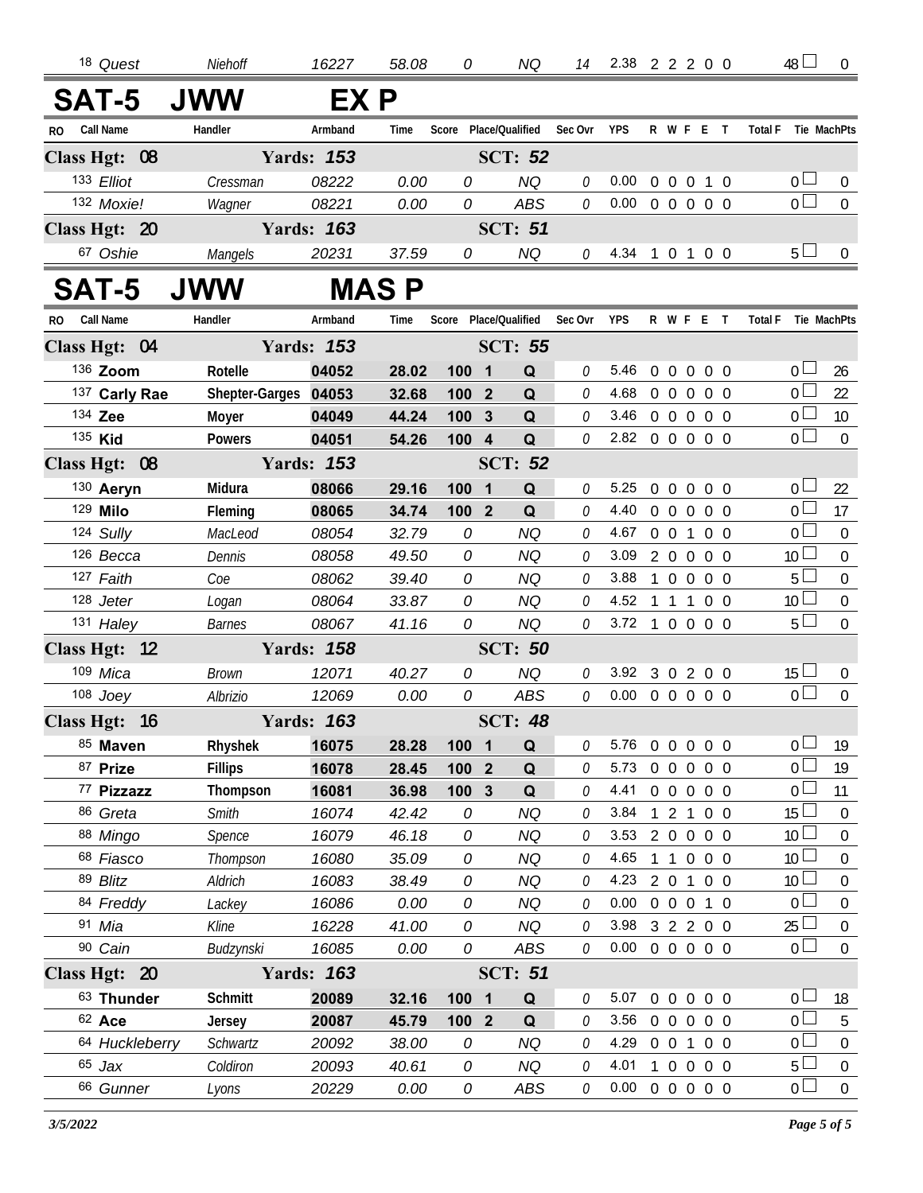| | | | | | | | | | | | | | | |
|---|---|---|---|---|---|---|---|---|---|---|---|---|---|---|
| 18 Quest | Niehoff | 16227 | 58.08 | 0 | | NQ | 14 | 2.38 | 2 2 2 0 0 | 48 | 0 |

## SAT-5 JWW EX P

| RO Call Name | Handler | Armband | Time | Score | Place | Qualified | Sec Ovr | YPS | R W F E T | Total F | Tie | MachPts |
|---|---|---|---|---|---|---|---|---|---|---|---|---|
| **Class Hgt: 08** | | **Yards: 153** | | | | **SCT: 52** | | | | | | |
| 133 Elliot | Cressman | 08222 | 0.00 | 0 | | NQ | 0 | 0.00 | 0 0 0 1 0 | 0 | | 0 |
| 132 Moxie! | Wagner | 08221 | 0.00 | 0 | | ABS | 0 | 0.00 | 0 0 0 0 0 | 0 | | 0 |
| **Class Hgt: 20** | | **Yards: 163** | | | | **SCT: 51** | | | | | | |
| 67 Oshie | Mangels | 20231 | 37.59 | 0 | | NQ | 0 | 4.34 | 1 0 1 0 0 | 5 | | 0 |

## SAT-5 JWW MAS P

| RO Call Name | Handler | Armband | Time | Score | Place | Qualified | Sec Ovr | YPS | R W F E T | Total F | Tie | MachPts |
|---|---|---|---|---|---|---|---|---|---|---|---|---|
| **Class Hgt: 04** | | **Yards: 153** | | | | **SCT: 55** | | | | | | |
| 136 **Zoom** | **Rotelle** | **04052** | **28.02** | **100** | **1** | **Q** | 0 | 5.46 | 0 0 0 0 0 | 0 | | 26 |
| 137 **Carly Rae** | **Shepter-Garges** | **04053** | **32.68** | **100** | **2** | **Q** | 0 | 4.68 | 0 0 0 0 0 | 0 | | 22 |
| 134 **Zee** | **Moyer** | **04049** | **44.24** | **100** | **3** | **Q** | 0 | 3.46 | 0 0 0 0 0 | 0 | | 10 |
| 135 **Kid** | **Powers** | **04051** | **54.26** | **100** | **4** | **Q** | 0 | 2.82 | 0 0 0 0 0 | 0 | | 0 |
| **Class Hgt: 08** | | **Yards: 153** | | | | **SCT: 52** | | | | | | |
| 130 **Aeryn** | **Midura** | **08066** | **29.16** | **100** | **1** | **Q** | 0 | 5.25 | 0 0 0 0 0 | 0 | | 22 |
| 129 **Milo** | **Fleming** | **08065** | **34.74** | **100** | **2** | **Q** | 0 | 4.40 | 0 0 0 0 0 | 0 | | 17 |
| 124 Sully | MacLeod | 08054 | 32.79 | 0 | | NQ | 0 | 4.67 | 0 0 1 0 0 | 0 | | 0 |
| 126 Becca | Dennis | 08058 | 49.50 | 0 | | NQ | 0 | 3.09 | 2 0 0 0 0 | 10 | | 0 |
| 127 Faith | Coe | 08062 | 39.40 | 0 | | NQ | 0 | 3.88 | 1 0 0 0 0 | 5 | | 0 |
| 128 Jeter | Logan | 08064 | 33.87 | 0 | | NQ | 0 | 4.52 | 1 1 1 0 0 | 10 | | 0 |
| 131 Haley | Barnes | 08067 | 41.16 | 0 | | NQ | 0 | 3.72 | 1 0 0 0 0 | 5 | | 0 |
| **Class Hgt: 12** | | **Yards: 158** | | | | **SCT: 50** | | | | | | |
| 109 Mica | Brown | 12071 | 40.27 | 0 | | NQ | 0 | 3.92 | 3 0 2 0 0 | 15 | | 0 |
| 108 Joey | Albrizio | 12069 | 0.00 | 0 | | ABS | 0 | 0.00 | 0 0 0 0 0 | 0 | | 0 |
| **Class Hgt: 16** | | **Yards: 163** | | | | **SCT: 48** | | | | | | |
| 85 **Maven** | **Rhyshek** | **16075** | **28.28** | **100** | **1** | **Q** | 0 | 5.76 | 0 0 0 0 0 | 0 | | 19 |
| 87 **Prize** | **Fillips** | **16078** | **28.45** | **100** | **2** | **Q** | 0 | 5.73 | 0 0 0 0 0 | 0 | | 19 |
| 77 **Pizzazz** | **Thompson** | **16081** | **36.98** | **100** | **3** | **Q** | 0 | 4.41 | 0 0 0 0 0 | 0 | | 11 |
| 86 Greta | Smith | 16074 | 42.42 | 0 | | NQ | 0 | 3.84 | 1 2 1 0 0 | 15 | | 0 |
| 88 Mingo | Spence | 16079 | 46.18 | 0 | | NQ | 0 | 3.53 | 2 0 0 0 0 | 10 | | 0 |
| 68 Fiasco | Thompson | 16080 | 35.09 | 0 | | NQ | 0 | 4.65 | 1 1 0 0 0 | 10 | | 0 |
| 89 Blitz | Aldrich | 16083 | 38.49 | 0 | | NQ | 0 | 4.23 | 2 0 1 0 0 | 10 | | 0 |
| 84 Freddy | Lackey | 16086 | 0.00 | 0 | | NQ | 0 | 0.00 | 0 0 0 1 0 | 0 | | 0 |
| 91 Mia | Kline | 16228 | 41.00 | 0 | | NQ | 0 | 3.98 | 3 2 2 0 0 | 25 | | 0 |
| 90 Cain | Budzynski | 16085 | 0.00 | 0 | | ABS | 0 | 0.00 | 0 0 0 0 0 | 0 | | 0 |
| **Class Hgt: 20** | | **Yards: 163** | | | | **SCT: 51** | | | | | | |
| 63 **Thunder** | **Schmitt** | **20089** | **32.16** | **100** | **1** | **Q** | 0 | 5.07 | 0 0 0 0 0 | 0 | | 18 |
| 62 **Ace** | **Jersey** | **20087** | **45.79** | **100** | **2** | **Q** | 0 | 3.56 | 0 0 0 0 0 | 0 | | 5 |
| 64 Huckleberry | Schwartz | 20092 | 38.00 | 0 | | NQ | 0 | 4.29 | 0 0 1 0 0 | 0 | | 0 |
| 65 Jax | Coldiron | 20093 | 40.61 | 0 | | NQ | 0 | 4.01 | 1 0 0 0 0 | 5 | | 0 |
| 66 Gunner | Lyons | 20229 | 0.00 | 0 | | ABS | 0 | 0.00 | 0 0 0 0 0 | 0 | | 0 |

3/5/2022